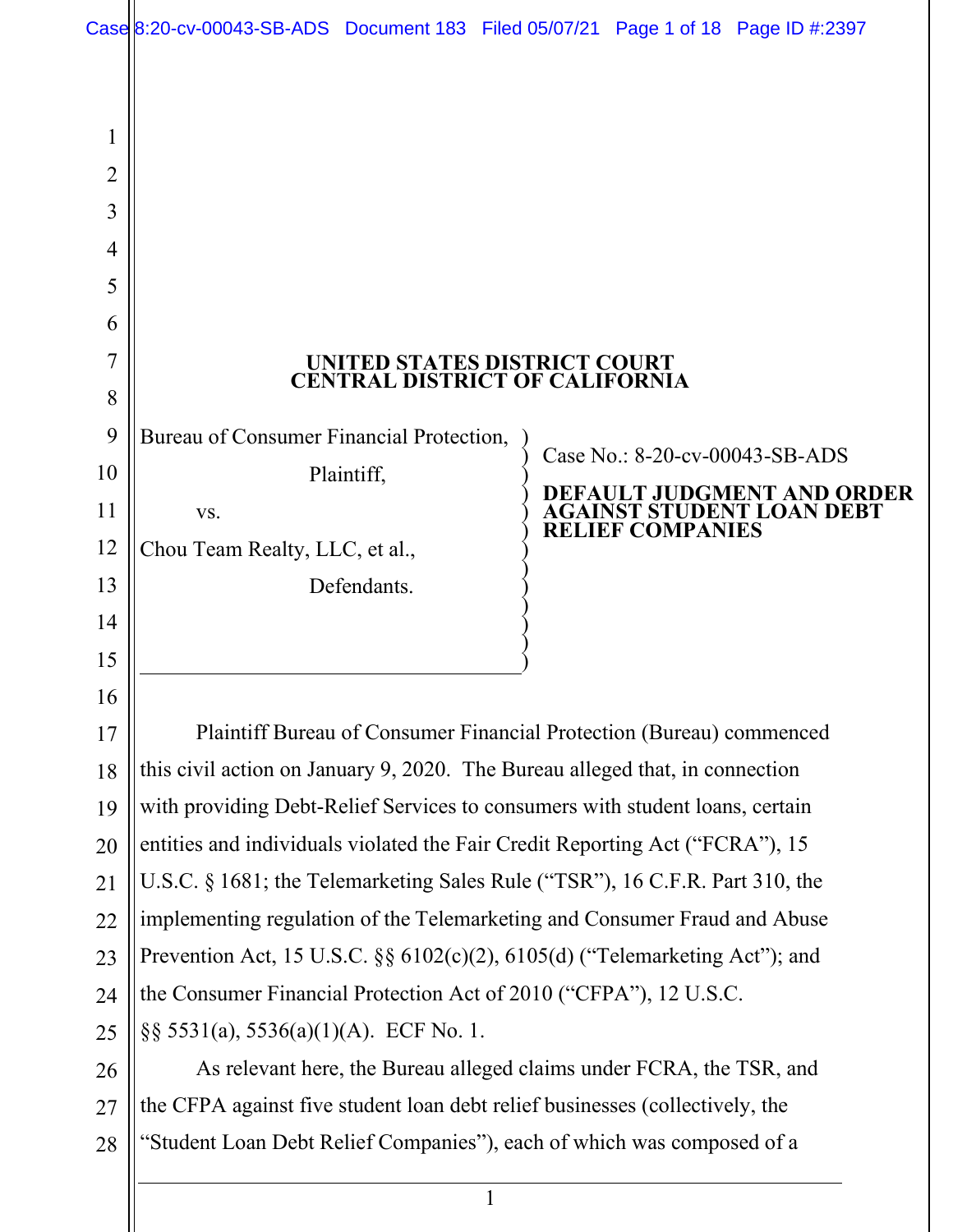# UNITED STATES DISTRICT COURT
# CENTRAL DISTRICT OF CALIFORNIA

Bureau of Consumer Financial Protection,

Plaintiff,

vs.

Chou Team Realty, LLC, et al.,

Defendants.

Case No.: 8-20-cv-00043-SB-ADS

**DEFAULT JUDGMENT AND ORDER AGAINST STUDENT LOAN DEBT RELIEF COMPANIES**

Plaintiff Bureau of Consumer Financial Protection (Bureau) commenced this civil action on January 9, 2020. The Bureau alleged that, in connection with providing Debt-Relief Services to consumers with student loans, certain entities and individuals violated the Fair Credit Reporting Act ("FCRA"), 15 U.S.C. § 1681; the Telemarketing Sales Rule ("TSR"), 16 C.F.R. Part 310, the implementing regulation of the Telemarketing and Consumer Fraud and Abuse Prevention Act, 15 U.S.C. §§ 6102(c)(2), 6105(d) ("Telemarketing Act"); and the Consumer Financial Protection Act of 2010 ("CFPA"), 12 U.S.C. §§ 5531(a), 5536(a)(1)(A). ECF No. 1.

As relevant here, the Bureau alleged claims under FCRA, the TSR, and the CFPA against five student loan debt relief businesses (collectively, the "Student Loan Debt Relief Companies"), each of which was composed of a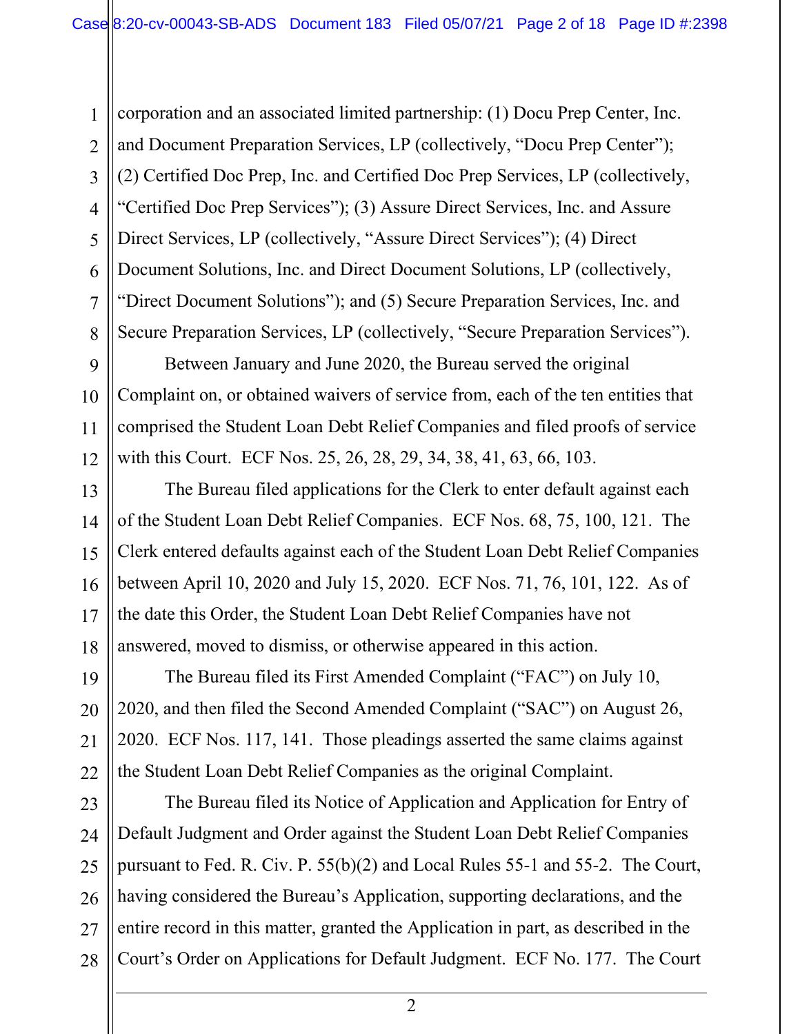corporation and an associated limited partnership: (1) Docu Prep Center, Inc. and Document Preparation Services, LP (collectively, "Docu Prep Center"); (2) Certified Doc Prep, Inc. and Certified Doc Prep Services, LP (collectively, "Certified Doc Prep Services"); (3) Assure Direct Services, Inc. and Assure Direct Services, LP (collectively, "Assure Direct Services"); (4) Direct Document Solutions, Inc. and Direct Document Solutions, LP (collectively, "Direct Document Solutions"); and (5) Secure Preparation Services, Inc. and Secure Preparation Services, LP (collectively, "Secure Preparation Services").

Between January and June 2020, the Bureau served the original Complaint on, or obtained waivers of service from, each of the ten entities that comprised the Student Loan Debt Relief Companies and filed proofs of service with this Court. ECF Nos. 25, 26, 28, 29, 34, 38, 41, 63, 66, 103.

The Bureau filed applications for the Clerk to enter default against each of the Student Loan Debt Relief Companies. ECF Nos. 68, 75, 100, 121. The Clerk entered defaults against each of the Student Loan Debt Relief Companies between April 10, 2020 and July 15, 2020. ECF Nos. 71, 76, 101, 122. As of the date this Order, the Student Loan Debt Relief Companies have not answered, moved to dismiss, or otherwise appeared in this action.

The Bureau filed its First Amended Complaint ("FAC") on July 10, 2020, and then filed the Second Amended Complaint ("SAC") on August 26, 2020. ECF Nos. 117, 141. Those pleadings asserted the same claims against the Student Loan Debt Relief Companies as the original Complaint.

The Bureau filed its Notice of Application and Application for Entry of Default Judgment and Order against the Student Loan Debt Relief Companies pursuant to Fed. R. Civ. P. 55(b)(2) and Local Rules 55-1 and 55-2. The Court, having considered the Bureau's Application, supporting declarations, and the entire record in this matter, granted the Application in part, as described in the Court's Order on Applications for Default Judgment. ECF No. 177. The Court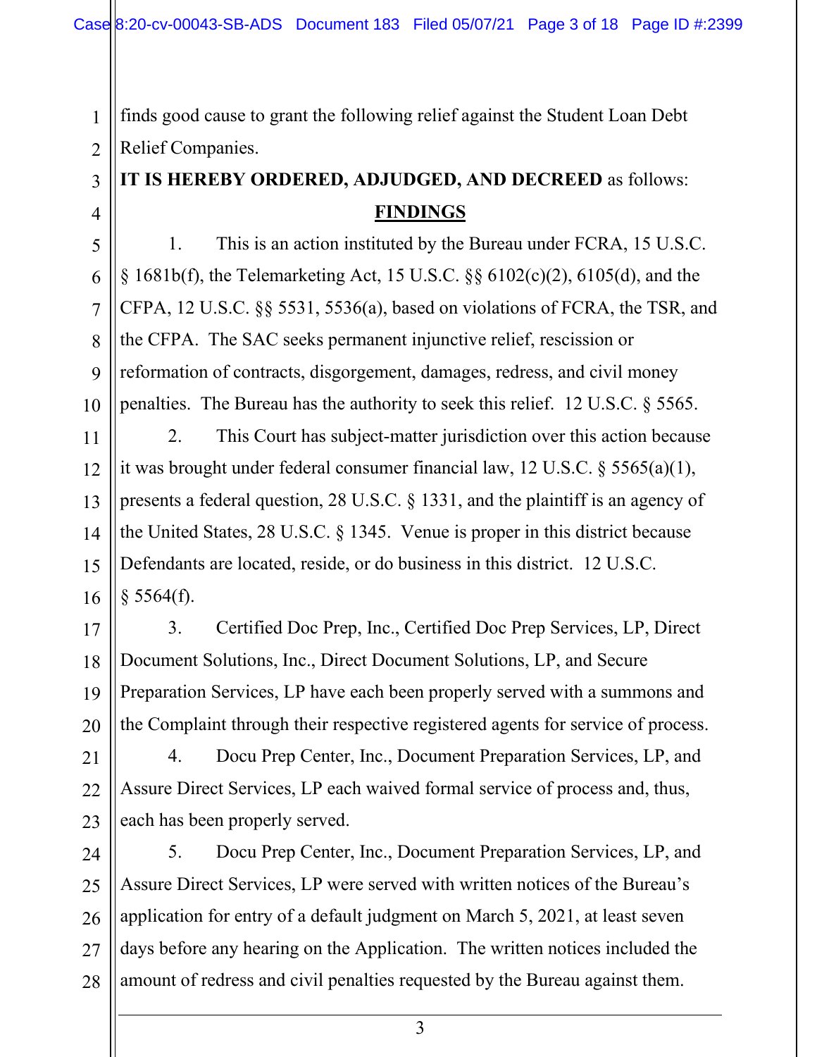finds good cause to grant the following relief against the Student Loan Debt Relief Companies.

**IT IS HEREBY ORDERED, ADJUDGED, AND DECREED** as follows:

## FINDINGS

1. This is an action instituted by the Bureau under FCRA, 15 U.S.C. § 1681b(f), the Telemarketing Act, 15 U.S.C. §§ 6102(c)(2), 6105(d), and the CFPA, 12 U.S.C. §§ 5531, 5536(a), based on violations of FCRA, the TSR, and the CFPA. The SAC seeks permanent injunctive relief, rescission or reformation of contracts, disgorgement, damages, redress, and civil money penalties. The Bureau has the authority to seek this relief. 12 U.S.C. § 5565.

2. This Court has subject-matter jurisdiction over this action because it was brought under federal consumer financial law, 12 U.S.C. § 5565(a)(1), presents a federal question, 28 U.S.C. § 1331, and the plaintiff is an agency of the United States, 28 U.S.C. § 1345. Venue is proper in this district because Defendants are located, reside, or do business in this district. 12 U.S.C. § 5564(f).

3. Certified Doc Prep, Inc., Certified Doc Prep Services, LP, Direct Document Solutions, Inc., Direct Document Solutions, LP, and Secure Preparation Services, LP have each been properly served with a summons and the Complaint through their respective registered agents for service of process.

4. Docu Prep Center, Inc., Document Preparation Services, LP, and Assure Direct Services, LP each waived formal service of process and, thus, each has been properly served.

5. Docu Prep Center, Inc., Document Preparation Services, LP, and Assure Direct Services, LP were served with written notices of the Bureau's application for entry of a default judgment on March 5, 2021, at least seven days before any hearing on the Application. The written notices included the amount of redress and civil penalties requested by the Bureau against them.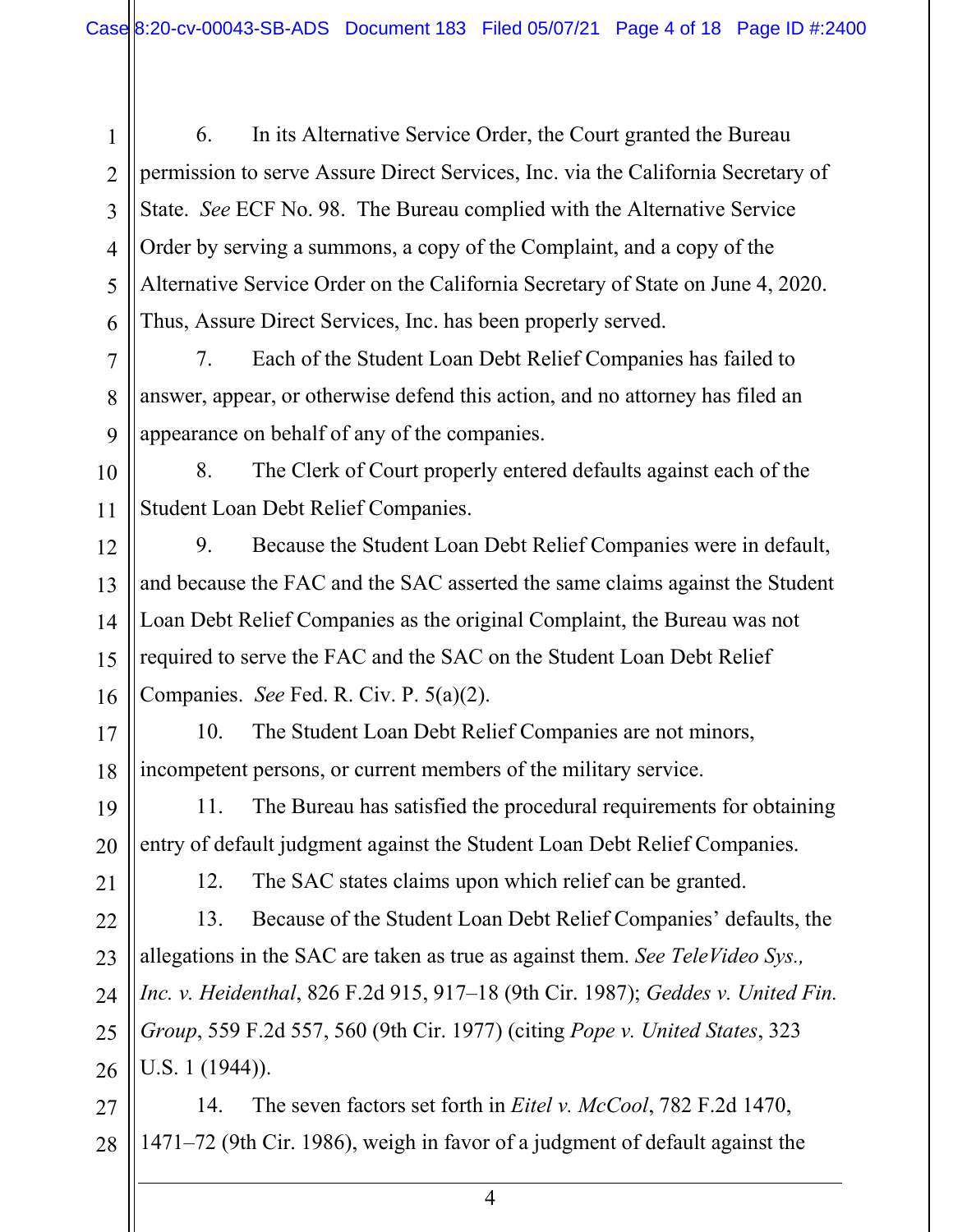6. In its Alternative Service Order, the Court granted the Bureau permission to serve Assure Direct Services, Inc. via the California Secretary of State. *See* ECF No. 98. The Bureau complied with the Alternative Service Order by serving a summons, a copy of the Complaint, and a copy of the Alternative Service Order on the California Secretary of State on June 4, 2020. Thus, Assure Direct Services, Inc. has been properly served.

7. Each of the Student Loan Debt Relief Companies has failed to answer, appear, or otherwise defend this action, and no attorney has filed an appearance on behalf of any of the companies.

8. The Clerk of Court properly entered defaults against each of the Student Loan Debt Relief Companies.

9. Because the Student Loan Debt Relief Companies were in default, and because the FAC and the SAC asserted the same claims against the Student Loan Debt Relief Companies as the original Complaint, the Bureau was not required to serve the FAC and the SAC on the Student Loan Debt Relief Companies. *See* Fed. R. Civ. P. 5(a)(2).

10. The Student Loan Debt Relief Companies are not minors, incompetent persons, or current members of the military service.

11. The Bureau has satisfied the procedural requirements for obtaining entry of default judgment against the Student Loan Debt Relief Companies.

12. The SAC states claims upon which relief can be granted.

13. Because of the Student Loan Debt Relief Companies' defaults, the allegations in the SAC are taken as true as against them. *See TeleVideo Sys., Inc. v. Heidenthal*, 826 F.2d 915, 917–18 (9th Cir. 1987); *Geddes v. United Fin. Group*, 559 F.2d 557, 560 (9th Cir. 1977) (citing *Pope v. United States*, 323 U.S. 1 (1944)).

14. The seven factors set forth in *Eitel v. McCool*, 782 F.2d 1470, 1471–72 (9th Cir. 1986), weigh in favor of a judgment of default against the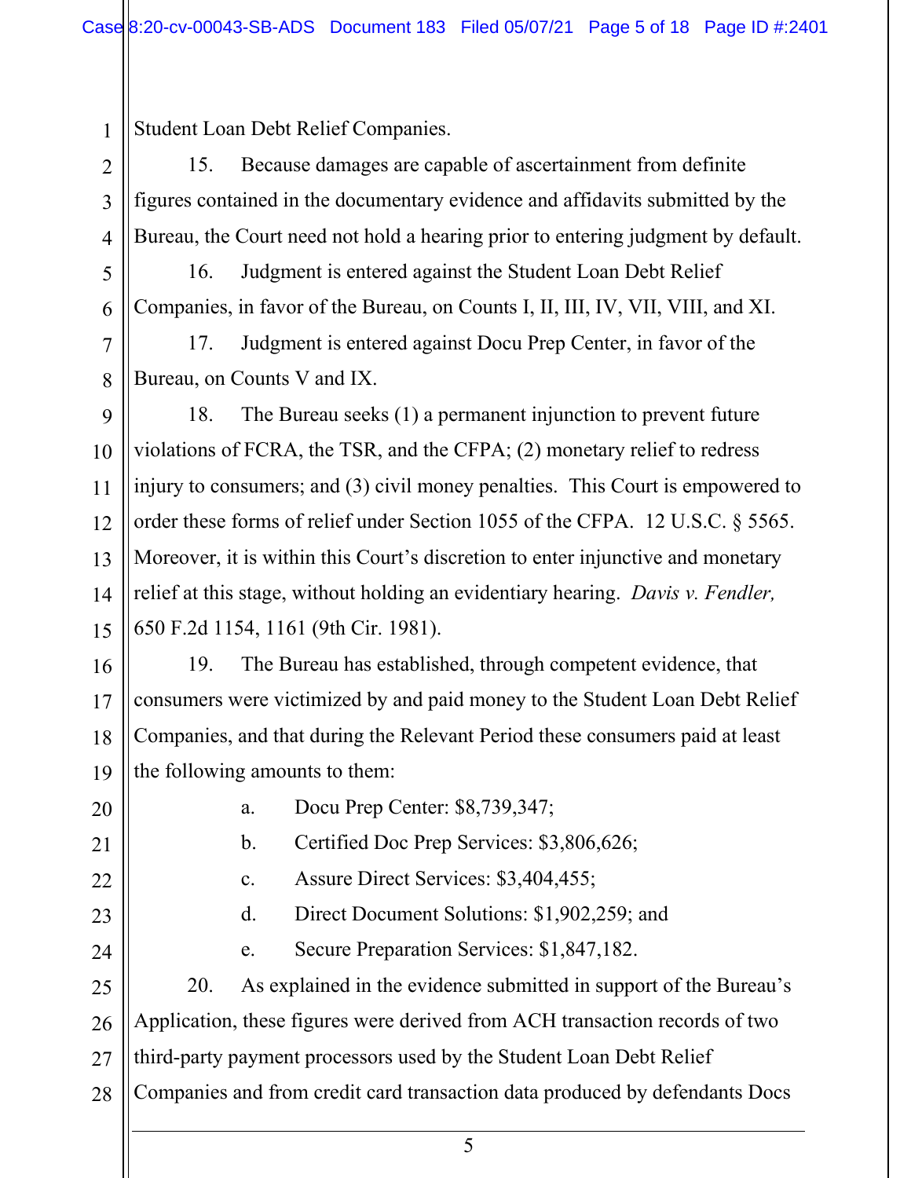Student Loan Debt Relief Companies.

15. Because damages are capable of ascertainment from definite figures contained in the documentary evidence and affidavits submitted by the Bureau, the Court need not hold a hearing prior to entering judgment by default.

16. Judgment is entered against the Student Loan Debt Relief Companies, in favor of the Bureau, on Counts I, II, III, IV, VII, VIII, and XI.

17. Judgment is entered against Docu Prep Center, in favor of the Bureau, on Counts V and IX.

18. The Bureau seeks (1) a permanent injunction to prevent future violations of FCRA, the TSR, and the CFPA; (2) monetary relief to redress injury to consumers; and (3) civil money penalties. This Court is empowered to order these forms of relief under Section 1055 of the CFPA. 12 U.S.C. § 5565. Moreover, it is within this Court's discretion to enter injunctive and monetary relief at this stage, without holding an evidentiary hearing. *Davis v. Fendler,* 650 F.2d 1154, 1161 (9th Cir. 1981).

19. The Bureau has established, through competent evidence, that consumers were victimized by and paid money to the Student Loan Debt Relief Companies, and that during the Relevant Period these consumers paid at least the following amounts to them:

a. Docu Prep Center: $8,739,347;

b. Certified Doc Prep Services: $3,806,626;

c. Assure Direct Services: $3,404,455;

d. Direct Document Solutions: $1,902,259; and

e. Secure Preparation Services: $1,847,182.

20. As explained in the evidence submitted in support of the Bureau's Application, these figures were derived from ACH transaction records of two third-party payment processors used by the Student Loan Debt Relief Companies and from credit card transaction data produced by defendants Docs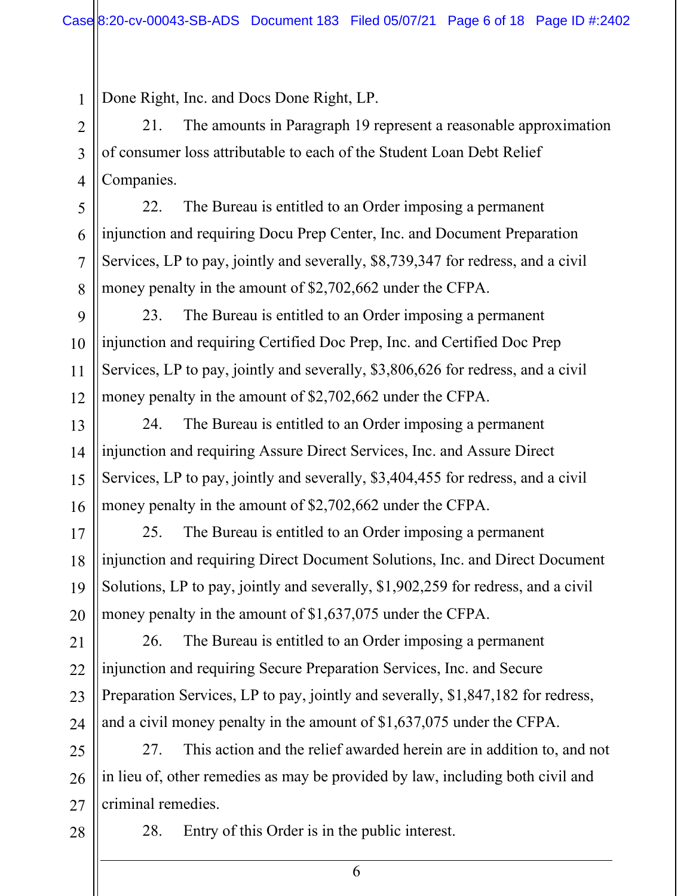Done Right, Inc. and Docs Done Right, LP.

21. The amounts in Paragraph 19 represent a reasonable approximation of consumer loss attributable to each of the Student Loan Debt Relief Companies.

22. The Bureau is entitled to an Order imposing a permanent injunction and requiring Docu Prep Center, Inc. and Document Preparation Services, LP to pay, jointly and severally, $8,739,347 for redress, and a civil money penalty in the amount of $2,702,662 under the CFPA.

23. The Bureau is entitled to an Order imposing a permanent injunction and requiring Certified Doc Prep, Inc. and Certified Doc Prep Services, LP to pay, jointly and severally, $3,806,626 for redress, and a civil money penalty in the amount of $2,702,662 under the CFPA.

24. The Bureau is entitled to an Order imposing a permanent injunction and requiring Assure Direct Services, Inc. and Assure Direct Services, LP to pay, jointly and severally, $3,404,455 for redress, and a civil money penalty in the amount of $2,702,662 under the CFPA.

25. The Bureau is entitled to an Order imposing a permanent injunction and requiring Direct Document Solutions, Inc. and Direct Document Solutions, LP to pay, jointly and severally, $1,902,259 for redress, and a civil money penalty in the amount of $1,637,075 under the CFPA.

26. The Bureau is entitled to an Order imposing a permanent injunction and requiring Secure Preparation Services, Inc. and Secure Preparation Services, LP to pay, jointly and severally, $1,847,182 for redress, and a civil money penalty in the amount of $1,637,075 under the CFPA.

27. This action and the relief awarded herein are in addition to, and not in lieu of, other remedies as may be provided by law, including both civil and criminal remedies.

28. Entry of this Order is in the public interest.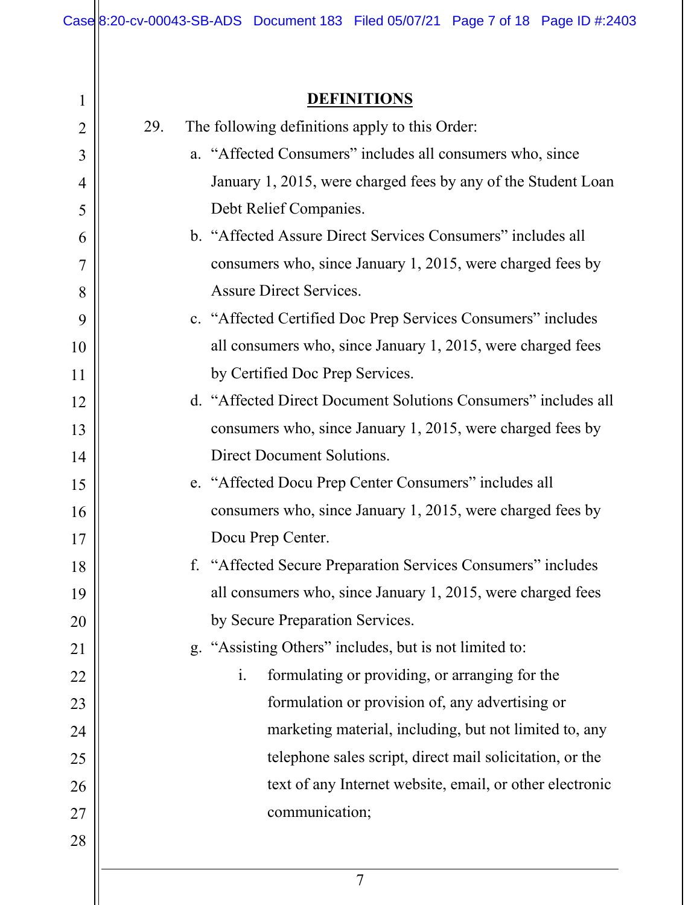## DEFINITIONS

29. The following definitions apply to this Order:

   a. "Affected Consumers" includes all consumers who, since January 1, 2015, were charged fees by any of the Student Loan Debt Relief Companies.

   b. "Affected Assure Direct Services Consumers" includes all consumers who, since January 1, 2015, were charged fees by Assure Direct Services.

   c. "Affected Certified Doc Prep Services Consumers" includes all consumers who, since January 1, 2015, were charged fees by Certified Doc Prep Services.

   d. "Affected Direct Document Solutions Consumers" includes all consumers who, since January 1, 2015, were charged fees by Direct Document Solutions.

   e. "Affected Docu Prep Center Consumers" includes all consumers who, since January 1, 2015, were charged fees by Docu Prep Center.

   f. "Affected Secure Preparation Services Consumers" includes all consumers who, since January 1, 2015, were charged fees by Secure Preparation Services.

   g. "Assisting Others" includes, but is not limited to:

      i. formulating or providing, or arranging for the formulation or provision of, any advertising or marketing material, including, but not limited to, any telephone sales script, direct mail solicitation, or the text of any Internet website, email, or other electronic communication;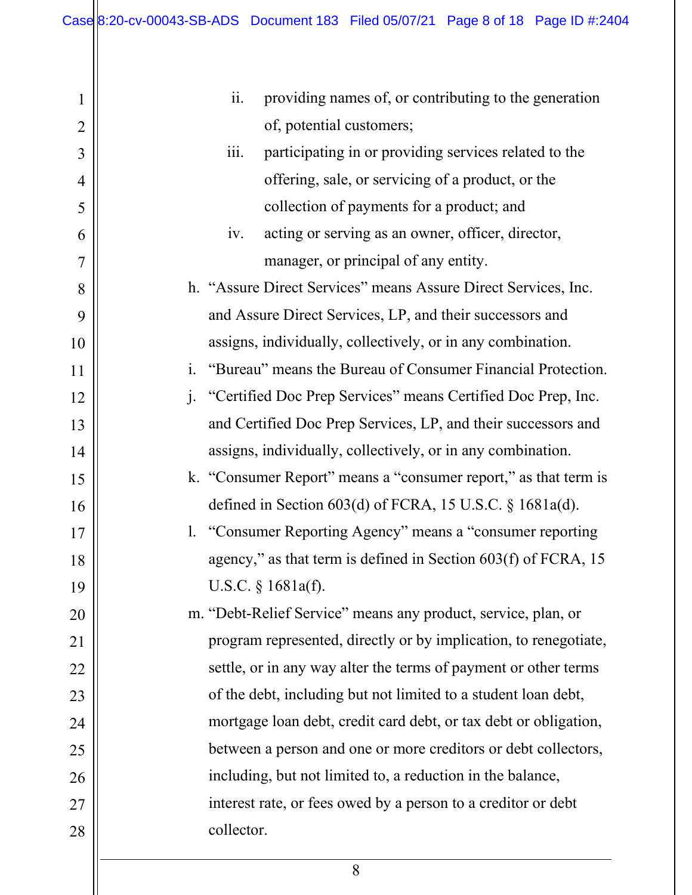ii. providing names of, or contributing to the generation of, potential customers;

iii. participating in or providing services related to the offering, sale, or servicing of a product, or the collection of payments for a product; and

iv. acting or serving as an owner, officer, director, manager, or principal of any entity.

h. "Assure Direct Services" means Assure Direct Services, Inc. and Assure Direct Services, LP, and their successors and assigns, individually, collectively, or in any combination.

i. "Bureau" means the Bureau of Consumer Financial Protection.

j. "Certified Doc Prep Services" means Certified Doc Prep, Inc. and Certified Doc Prep Services, LP, and their successors and assigns, individually, collectively, or in any combination.

k. "Consumer Report" means a "consumer report," as that term is defined in Section 603(d) of FCRA, 15 U.S.C. § 1681a(d).

l. "Consumer Reporting Agency" means a "consumer reporting agency," as that term is defined in Section 603(f) of FCRA, 15 U.S.C. § 1681a(f).

m. "Debt-Relief Service" means any product, service, plan, or program represented, directly or by implication, to renegotiate, settle, or in any way alter the terms of payment or other terms of the debt, including but not limited to a student loan debt, mortgage loan debt, credit card debt, or tax debt or obligation, between a person and one or more creditors or debt collectors, including, but not limited to, a reduction in the balance, interest rate, or fees owed by a person to a creditor or debt collector.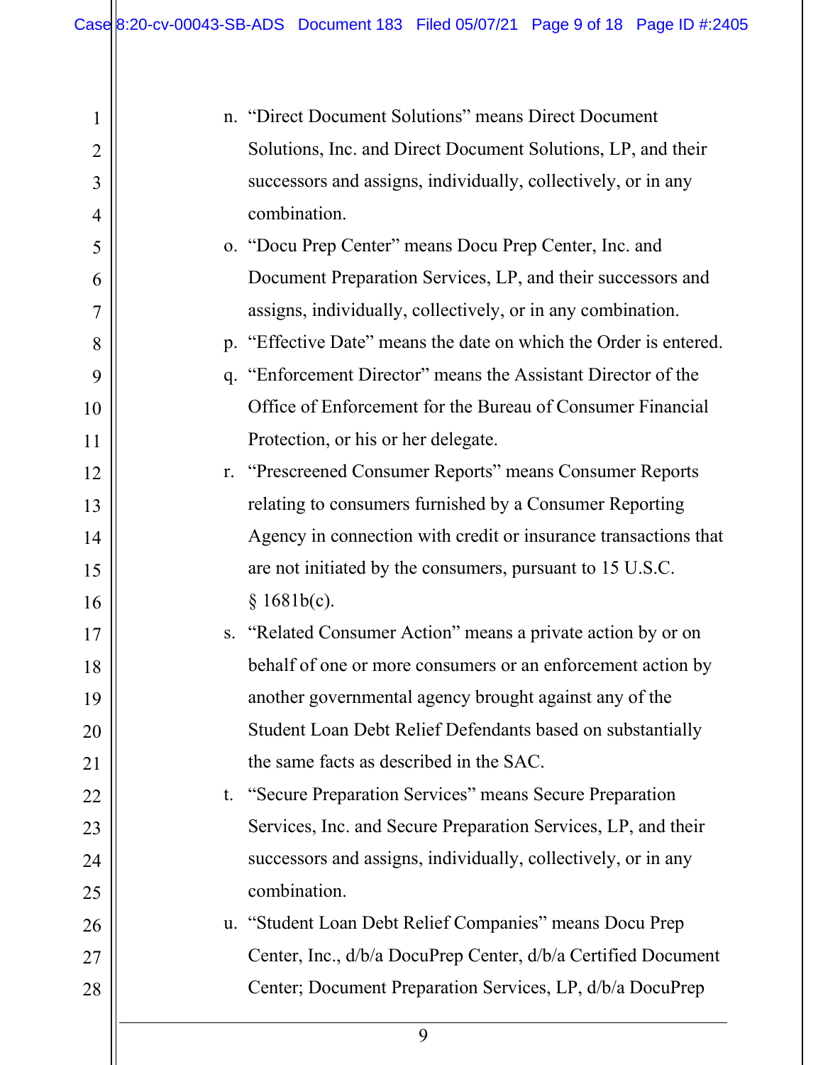n. "Direct Document Solutions" means Direct Document Solutions, Inc. and Direct Document Solutions, LP, and their successors and assigns, individually, collectively, or in any combination.

o. "Docu Prep Center" means Docu Prep Center, Inc. and Document Preparation Services, LP, and their successors and assigns, individually, collectively, or in any combination.

p. "Effective Date" means the date on which the Order is entered.

q. "Enforcement Director" means the Assistant Director of the Office of Enforcement for the Bureau of Consumer Financial Protection, or his or her delegate.

r. "Prescreened Consumer Reports" means Consumer Reports relating to consumers furnished by a Consumer Reporting Agency in connection with credit or insurance transactions that are not initiated by the consumers, pursuant to 15 U.S.C. § 1681b(c).

s. "Related Consumer Action" means a private action by or on behalf of one or more consumers or an enforcement action by another governmental agency brought against any of the Student Loan Debt Relief Defendants based on substantially the same facts as described in the SAC.

t. "Secure Preparation Services" means Secure Preparation Services, Inc. and Secure Preparation Services, LP, and their successors and assigns, individually, collectively, or in any combination.

u. "Student Loan Debt Relief Companies" means Docu Prep Center, Inc., d/b/a DocuPrep Center, d/b/a Certified Document Center; Document Preparation Services, LP, d/b/a DocuPrep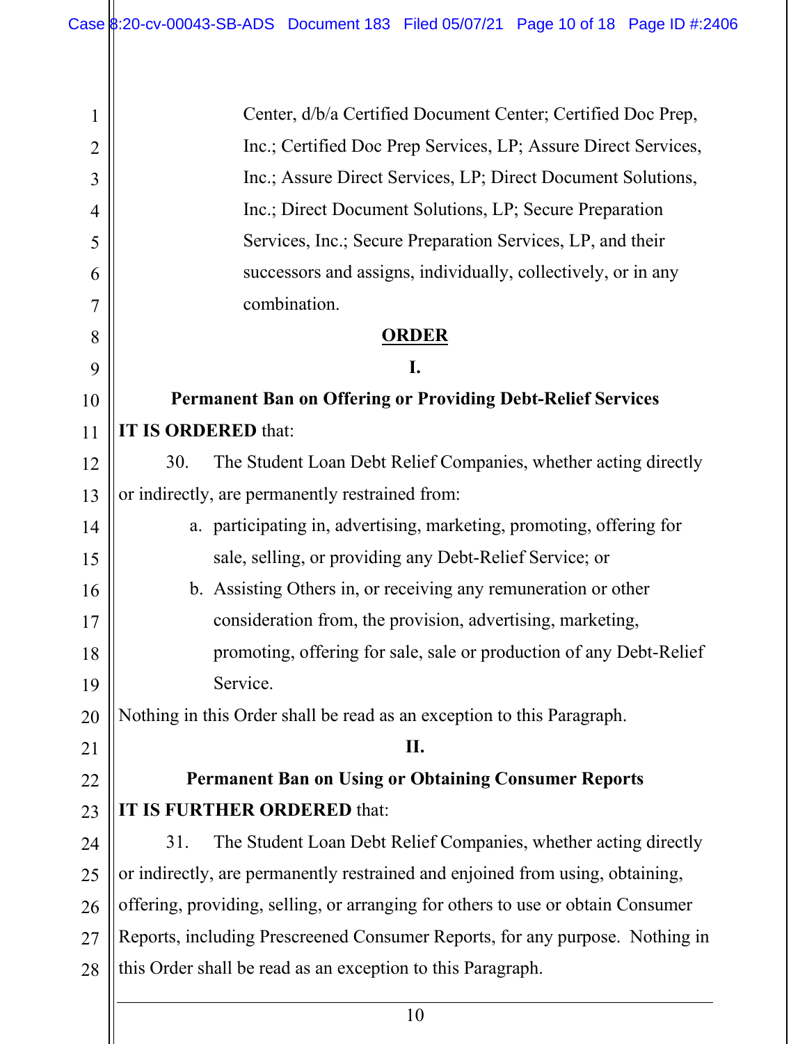Center, d/b/a Certified Document Center; Certified Doc Prep, Inc.; Certified Doc Prep Services, LP; Assure Direct Services, Inc.; Assure Direct Services, LP; Direct Document Solutions, Inc.; Direct Document Solutions, LP; Secure Preparation Services, Inc.; Secure Preparation Services, LP, and their successors and assigns, individually, collectively, or in any combination.

## ORDER

### I.

### Permanent Ban on Offering or Providing Debt-Relief Services

**IT IS ORDERED** that:

30. The Student Loan Debt Relief Companies, whether acting directly or indirectly, are permanently restrained from:

   a. participating in, advertising, marketing, promoting, offering for sale, selling, or providing any Debt-Relief Service; or

   b. Assisting Others in, or receiving any remuneration or other consideration from, the provision, advertising, marketing, promoting, offering for sale, sale or production of any Debt-Relief Service.

Nothing in this Order shall be read as an exception to this Paragraph.

### II.

### Permanent Ban on Using or Obtaining Consumer Reports

**IT IS FURTHER ORDERED** that:

31. The Student Loan Debt Relief Companies, whether acting directly or indirectly, are permanently restrained and enjoined from using, obtaining, offering, providing, selling, or arranging for others to use or obtain Consumer Reports, including Prescreened Consumer Reports, for any purpose. Nothing in this Order shall be read as an exception to this Paragraph.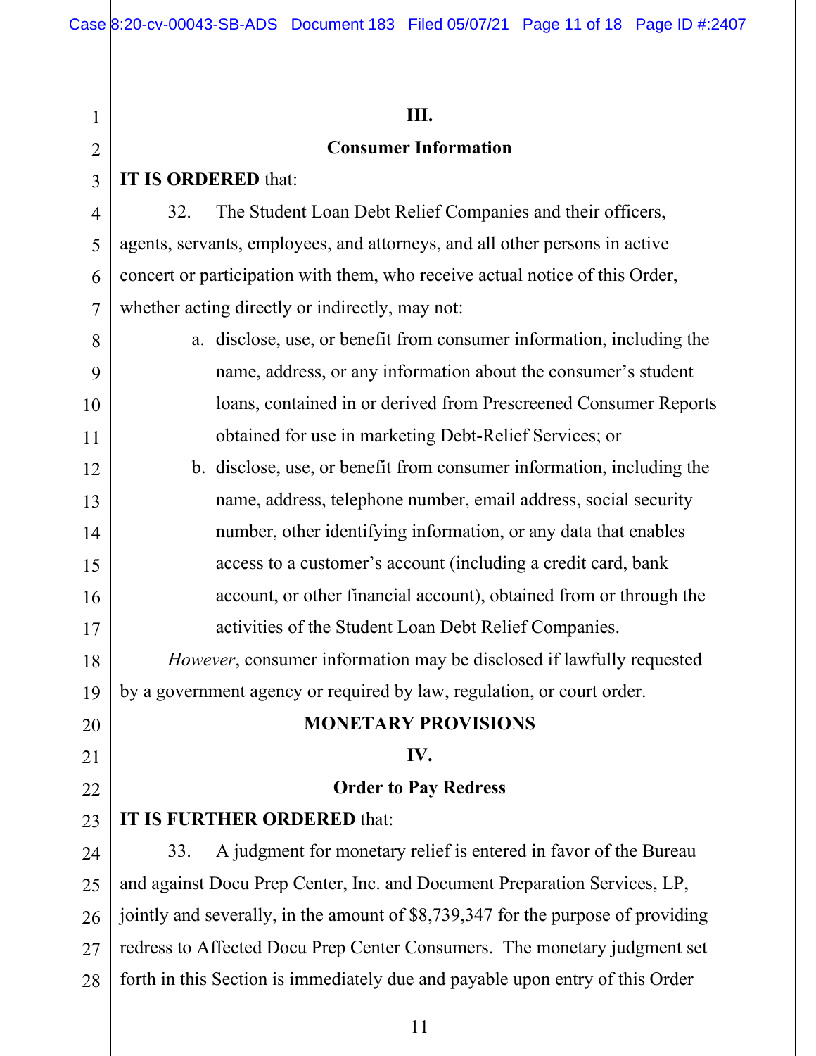## III.

## Consumer Information

**IT IS ORDERED** that:

32. The Student Loan Debt Relief Companies and their officers, agents, servants, employees, and attorneys, and all other persons in active concert or participation with them, who receive actual notice of this Order, whether acting directly or indirectly, may not:

   a. disclose, use, or benefit from consumer information, including the name, address, or any information about the consumer's student loans, contained in or derived from Prescreened Consumer Reports obtained for use in marketing Debt-Relief Services; or

   b. disclose, use, or benefit from consumer information, including the name, address, telephone number, email address, social security number, other identifying information, or any data that enables access to a customer's account (including a credit card, bank account, or other financial account), obtained from or through the activities of the Student Loan Debt Relief Companies.

*However*, consumer information may be disclosed if lawfully requested by a government agency or required by law, regulation, or court order.

## MONETARY PROVISIONS

## IV.

## Order to Pay Redress

**IT IS FURTHER ORDERED** that:

33. A judgment for monetary relief is entered in favor of the Bureau and against Docu Prep Center, Inc. and Document Preparation Services, LP, jointly and severally, in the amount of $8,739,347 for the purpose of providing redress to Affected Docu Prep Center Consumers. The monetary judgment set forth in this Section is immediately due and payable upon entry of this Order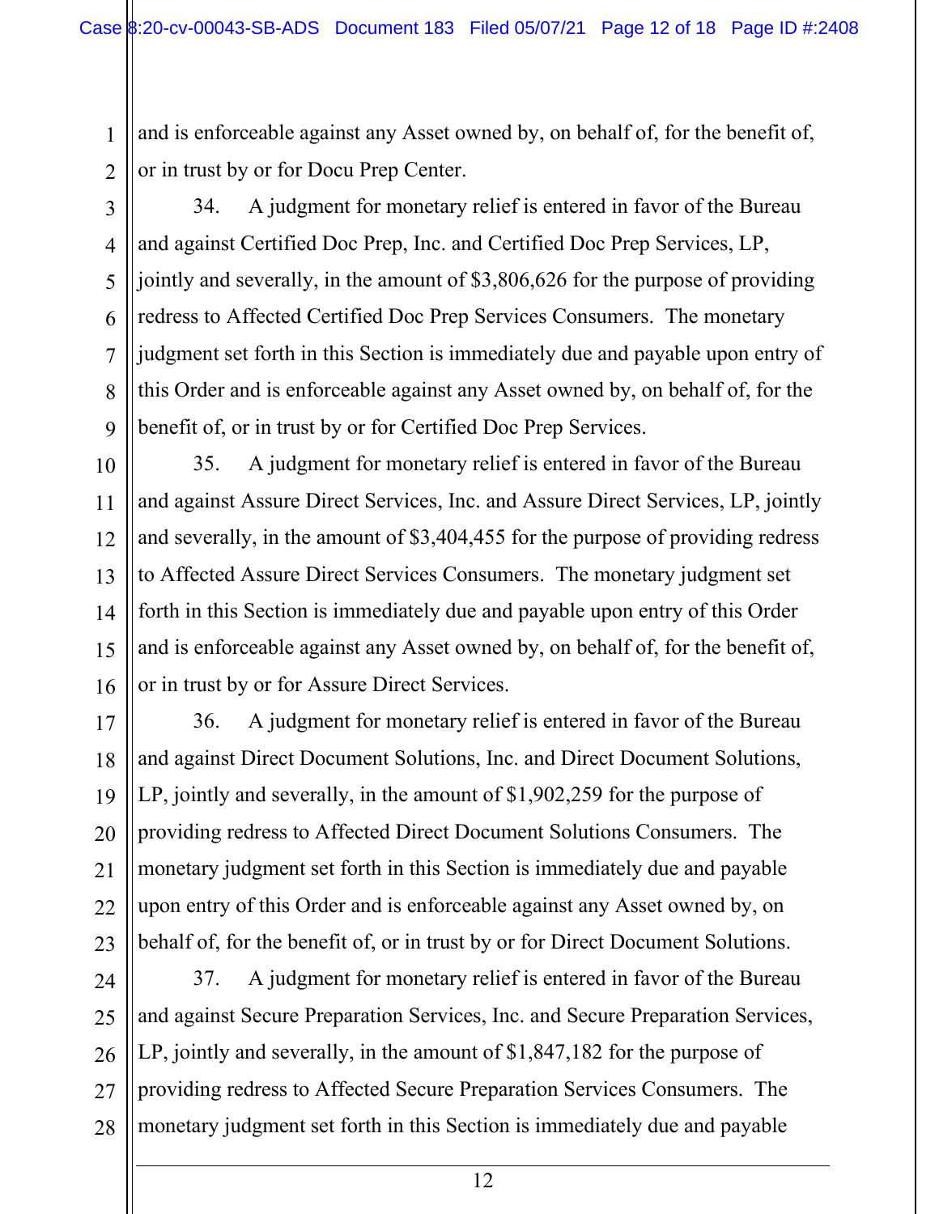and is enforceable against any Asset owned by, on behalf of, for the benefit of, or in trust by or for Docu Prep Center.

34. A judgment for monetary relief is entered in favor of the Bureau and against Certified Doc Prep, Inc. and Certified Doc Prep Services, LP, jointly and severally, in the amount of $3,806,626 for the purpose of providing redress to Affected Certified Doc Prep Services Consumers. The monetary judgment set forth in this Section is immediately due and payable upon entry of this Order and is enforceable against any Asset owned by, on behalf of, for the benefit of, or in trust by or for Certified Doc Prep Services.

35. A judgment for monetary relief is entered in favor of the Bureau and against Assure Direct Services, Inc. and Assure Direct Services, LP, jointly and severally, in the amount of $3,404,455 for the purpose of providing redress to Affected Assure Direct Services Consumers. The monetary judgment set forth in this Section is immediately due and payable upon entry of this Order and is enforceable against any Asset owned by, on behalf of, for the benefit of, or in trust by or for Assure Direct Services.

36. A judgment for monetary relief is entered in favor of the Bureau and against Direct Document Solutions, Inc. and Direct Document Solutions, LP, jointly and severally, in the amount of $1,902,259 for the purpose of providing redress to Affected Direct Document Solutions Consumers. The monetary judgment set forth in this Section is immediately due and payable upon entry of this Order and is enforceable against any Asset owned by, on behalf of, for the benefit of, or in trust by or for Direct Document Solutions.

37. A judgment for monetary relief is entered in favor of the Bureau and against Secure Preparation Services, Inc. and Secure Preparation Services, LP, jointly and severally, in the amount of $1,847,182 for the purpose of providing redress to Affected Secure Preparation Services Consumers. The monetary judgment set forth in this Section is immediately due and payable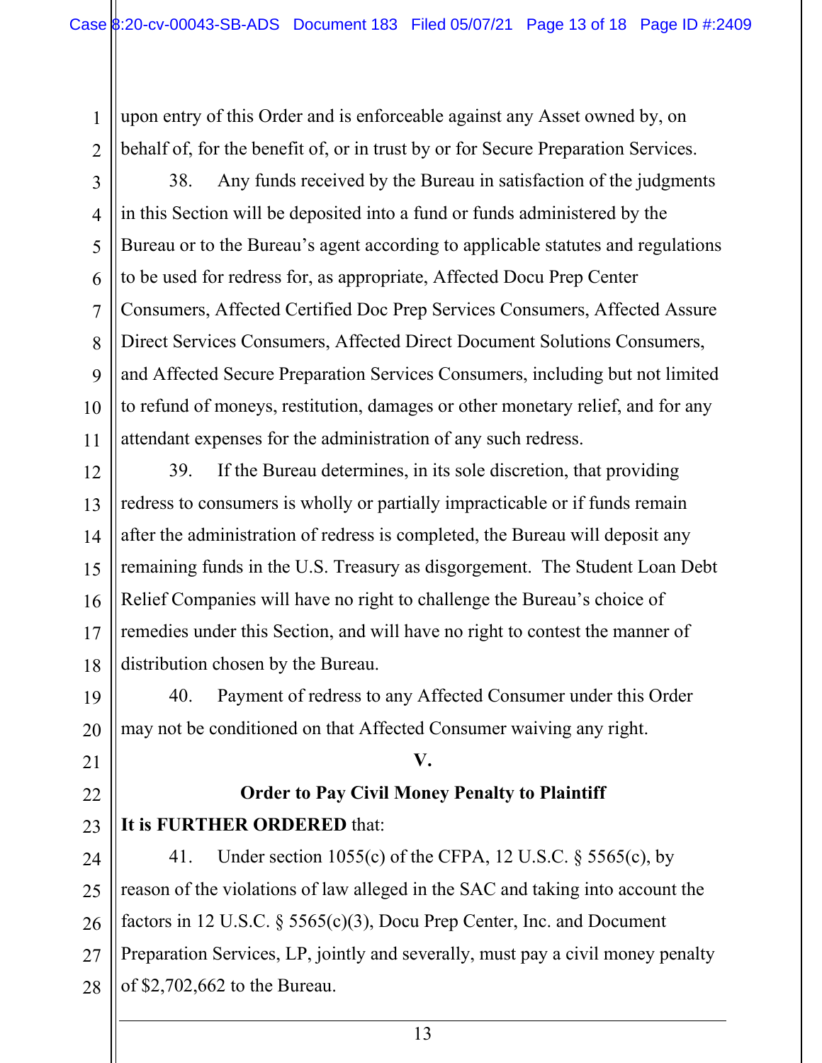upon entry of this Order and is enforceable against any Asset owned by, on behalf of, for the benefit of, or in trust by or for Secure Preparation Services.

38. Any funds received by the Bureau in satisfaction of the judgments in this Section will be deposited into a fund or funds administered by the Bureau or to the Bureau's agent according to applicable statutes and regulations to be used for redress for, as appropriate, Affected Docu Prep Center Consumers, Affected Certified Doc Prep Services Consumers, Affected Assure Direct Services Consumers, Affected Direct Document Solutions Consumers, and Affected Secure Preparation Services Consumers, including but not limited to refund of moneys, restitution, damages or other monetary relief, and for any attendant expenses for the administration of any such redress.

39. If the Bureau determines, in its sole discretion, that providing redress to consumers is wholly or partially impracticable or if funds remain after the administration of redress is completed, the Bureau will deposit any remaining funds in the U.S. Treasury as disgorgement. The Student Loan Debt Relief Companies will have no right to challenge the Bureau's choice of remedies under this Section, and will have no right to contest the manner of distribution chosen by the Bureau.

40. Payment of redress to any Affected Consumer under this Order may not be conditioned on that Affected Consumer waiving any right.

## V.

## Order to Pay Civil Money Penalty to Plaintiff

**It is FURTHER ORDERED** that:

41. Under section 1055(c) of the CFPA, 12 U.S.C. § 5565(c), by reason of the violations of law alleged in the SAC and taking into account the factors in 12 U.S.C. § 5565(c)(3), Docu Prep Center, Inc. and Document Preparation Services, LP, jointly and severally, must pay a civil money penalty of $2,702,662 to the Bureau.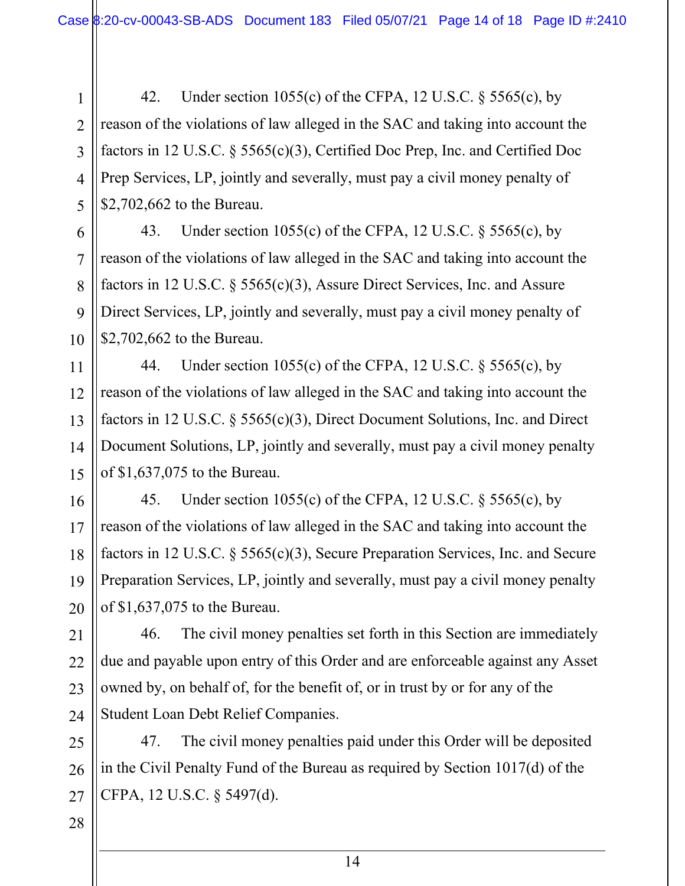42. Under section 1055(c) of the CFPA, 12 U.S.C. § 5565(c), by reason of the violations of law alleged in the SAC and taking into account the factors in 12 U.S.C. § 5565(c)(3), Certified Doc Prep, Inc. and Certified Doc Prep Services, LP, jointly and severally, must pay a civil money penalty of $2,702,662 to the Bureau.

43. Under section 1055(c) of the CFPA, 12 U.S.C. § 5565(c), by reason of the violations of law alleged in the SAC and taking into account the factors in 12 U.S.C. § 5565(c)(3), Assure Direct Services, Inc. and Assure Direct Services, LP, jointly and severally, must pay a civil money penalty of $2,702,662 to the Bureau.

44. Under section 1055(c) of the CFPA, 12 U.S.C. § 5565(c), by reason of the violations of law alleged in the SAC and taking into account the factors in 12 U.S.C. § 5565(c)(3), Direct Document Solutions, Inc. and Direct Document Solutions, LP, jointly and severally, must pay a civil money penalty of $1,637,075 to the Bureau.

45. Under section 1055(c) of the CFPA, 12 U.S.C. § 5565(c), by reason of the violations of law alleged in the SAC and taking into account the factors in 12 U.S.C. § 5565(c)(3), Secure Preparation Services, Inc. and Secure Preparation Services, LP, jointly and severally, must pay a civil money penalty of $1,637,075 to the Bureau.

46. The civil money penalties set forth in this Section are immediately due and payable upon entry of this Order and are enforceable against any Asset owned by, on behalf of, for the benefit of, or in trust by or for any of the Student Loan Debt Relief Companies.

47. The civil money penalties paid under this Order will be deposited in the Civil Penalty Fund of the Bureau as required by Section 1017(d) of the CFPA, 12 U.S.C. § 5497(d).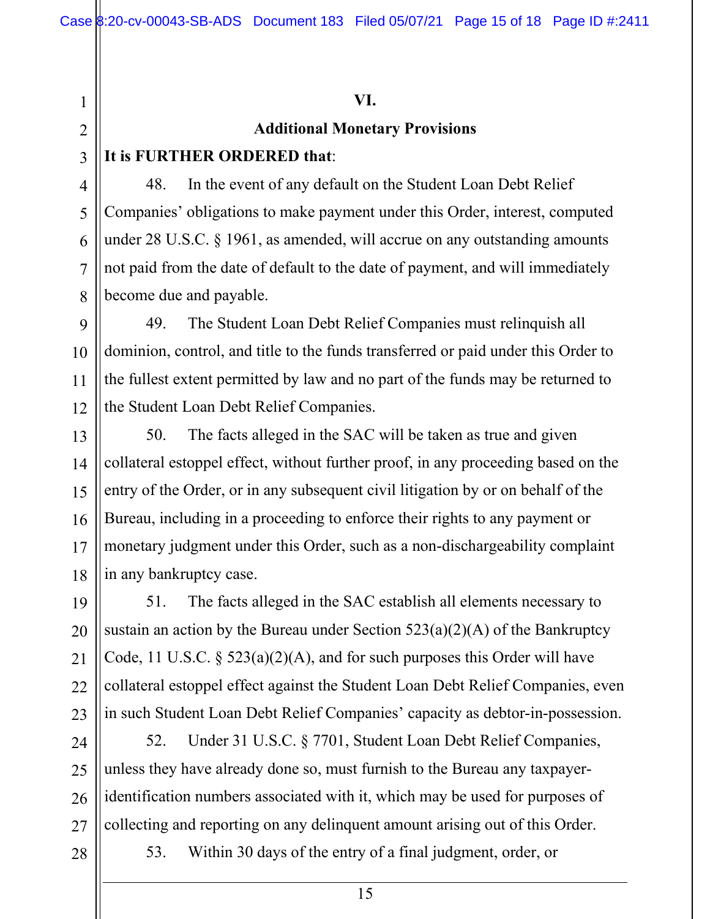## VI.

## Additional Monetary Provisions

**It is FURTHER ORDERED that**:

48. In the event of any default on the Student Loan Debt Relief Companies' obligations to make payment under this Order, interest, computed under 28 U.S.C. § 1961, as amended, will accrue on any outstanding amounts not paid from the date of default to the date of payment, and will immediately become due and payable.

49. The Student Loan Debt Relief Companies must relinquish all dominion, control, and title to the funds transferred or paid under this Order to the fullest extent permitted by law and no part of the funds may be returned to the Student Loan Debt Relief Companies.

50. The facts alleged in the SAC will be taken as true and given collateral estoppel effect, without further proof, in any proceeding based on the entry of the Order, or in any subsequent civil litigation by or on behalf of the Bureau, including in a proceeding to enforce their rights to any payment or monetary judgment under this Order, such as a non-dischargeability complaint in any bankruptcy case.

51. The facts alleged in the SAC establish all elements necessary to sustain an action by the Bureau under Section 523(a)(2)(A) of the Bankruptcy Code, 11 U.S.C. § 523(a)(2)(A), and for such purposes this Order will have collateral estoppel effect against the Student Loan Debt Relief Companies, even in such Student Loan Debt Relief Companies' capacity as debtor-in-possession.

52. Under 31 U.S.C. § 7701, Student Loan Debt Relief Companies, unless they have already done so, must furnish to the Bureau any taxpayer-identification numbers associated with it, which may be used for purposes of collecting and reporting on any delinquent amount arising out of this Order.

53. Within 30 days of the entry of a final judgment, order, or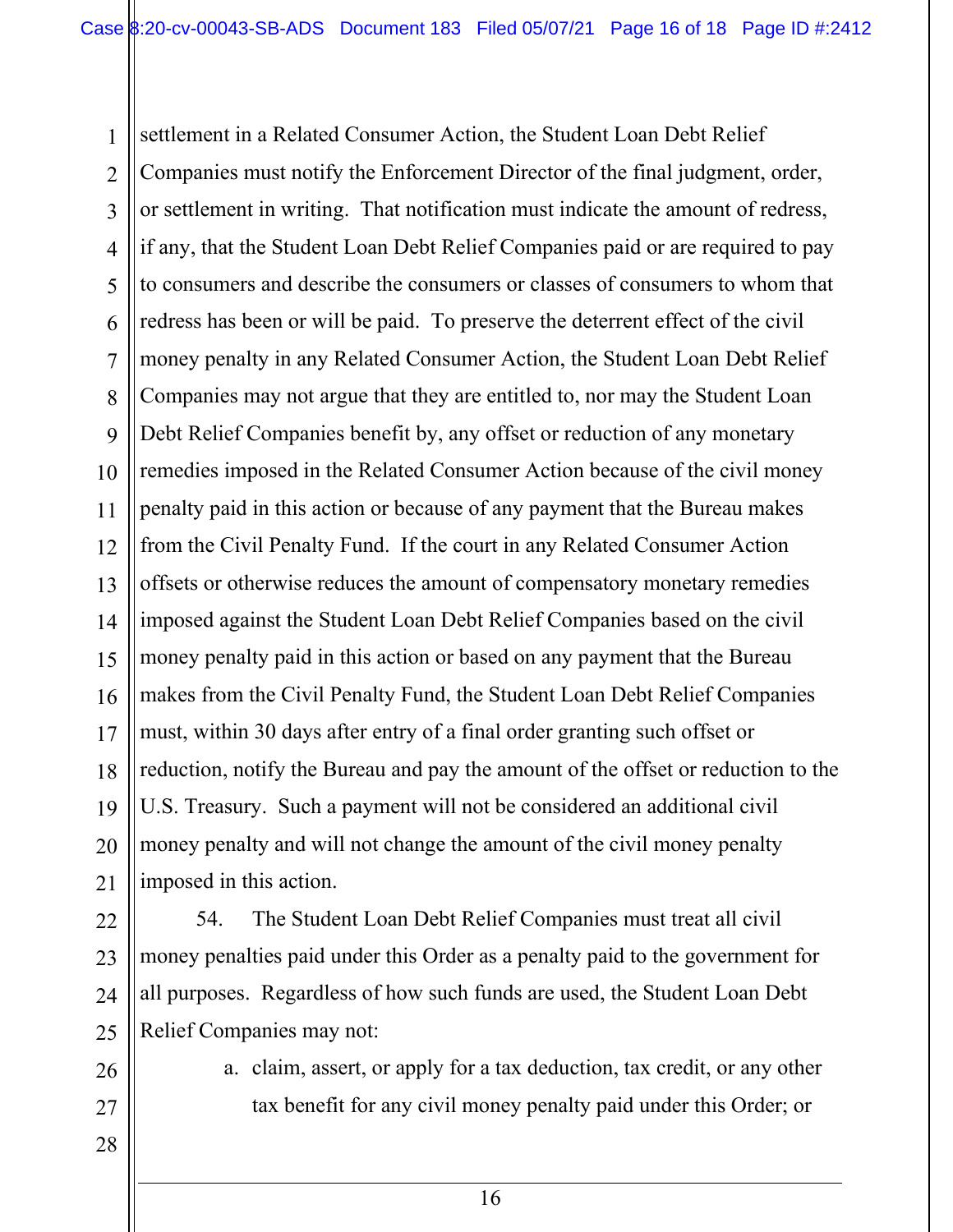settlement in a Related Consumer Action, the Student Loan Debt Relief Companies must notify the Enforcement Director of the final judgment, order, or settlement in writing. That notification must indicate the amount of redress, if any, that the Student Loan Debt Relief Companies paid or are required to pay to consumers and describe the consumers or classes of consumers to whom that redress has been or will be paid. To preserve the deterrent effect of the civil money penalty in any Related Consumer Action, the Student Loan Debt Relief Companies may not argue that they are entitled to, nor may the Student Loan Debt Relief Companies benefit by, any offset or reduction of any monetary remedies imposed in the Related Consumer Action because of the civil money penalty paid in this action or because of any payment that the Bureau makes from the Civil Penalty Fund. If the court in any Related Consumer Action offsets or otherwise reduces the amount of compensatory monetary remedies imposed against the Student Loan Debt Relief Companies based on the civil money penalty paid in this action or based on any payment that the Bureau makes from the Civil Penalty Fund, the Student Loan Debt Relief Companies must, within 30 days after entry of a final order granting such offset or reduction, notify the Bureau and pay the amount of the offset or reduction to the U.S. Treasury. Such a payment will not be considered an additional civil money penalty and will not change the amount of the civil money penalty imposed in this action.

54. The Student Loan Debt Relief Companies must treat all civil money penalties paid under this Order as a penalty paid to the government for all purposes. Regardless of how such funds are used, the Student Loan Debt Relief Companies may not:

a. claim, assert, or apply for a tax deduction, tax credit, or any other tax benefit for any civil money penalty paid under this Order; or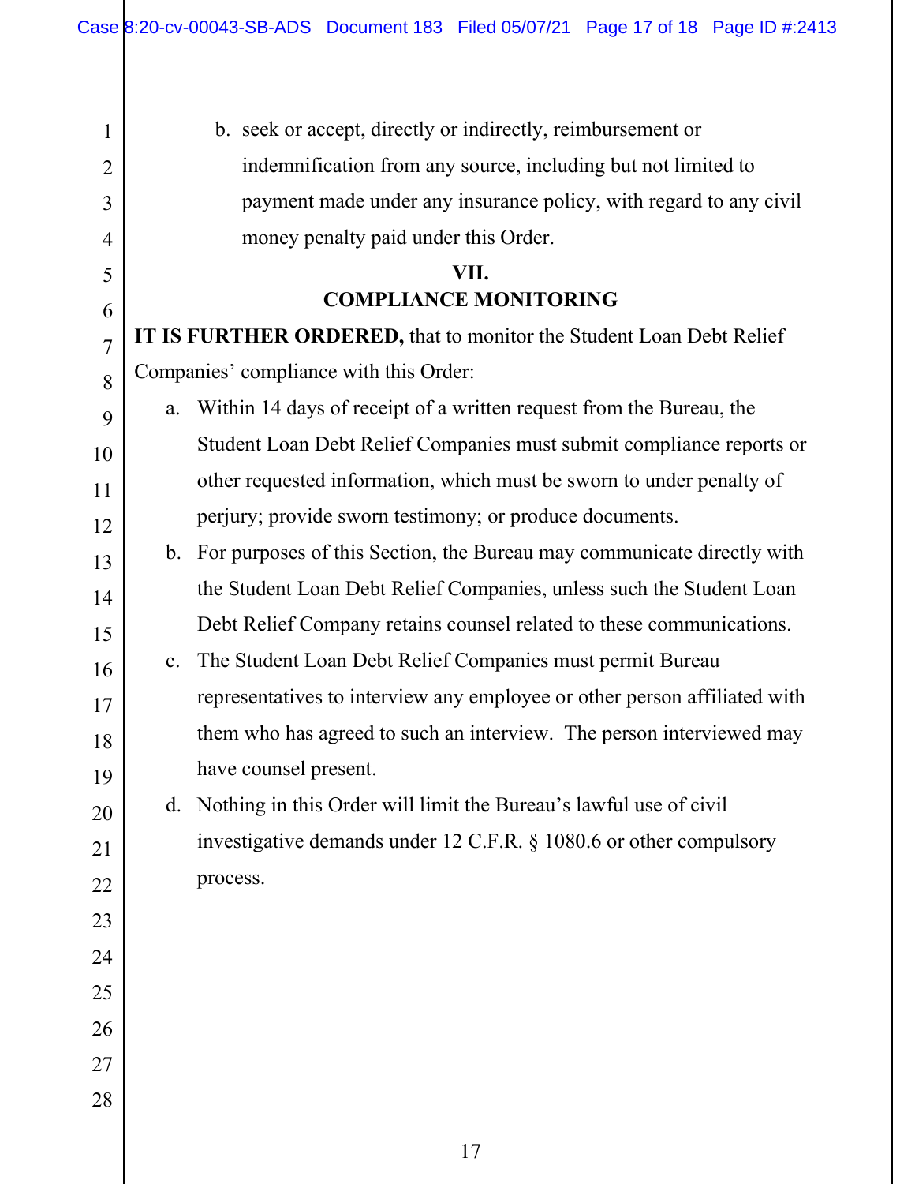b. seek or accept, directly or indirectly, reimbursement or indemnification from any source, including but not limited to payment made under any insurance policy, with regard to any civil money penalty paid under this Order.

## VII.
## COMPLIANCE MONITORING

**IT IS FURTHER ORDERED,** that to monitor the Student Loan Debt Relief Companies' compliance with this Order:

a. Within 14 days of receipt of a written request from the Bureau, the Student Loan Debt Relief Companies must submit compliance reports or other requested information, which must be sworn to under penalty of perjury; provide sworn testimony; or produce documents.

b. For purposes of this Section, the Bureau may communicate directly with the Student Loan Debt Relief Companies, unless such the Student Loan Debt Relief Company retains counsel related to these communications.

c. The Student Loan Debt Relief Companies must permit Bureau representatives to interview any employee or other person affiliated with them who has agreed to such an interview. The person interviewed may have counsel present.

d. Nothing in this Order will limit the Bureau's lawful use of civil investigative demands under 12 C.F.R. § 1080.6 or other compulsory process.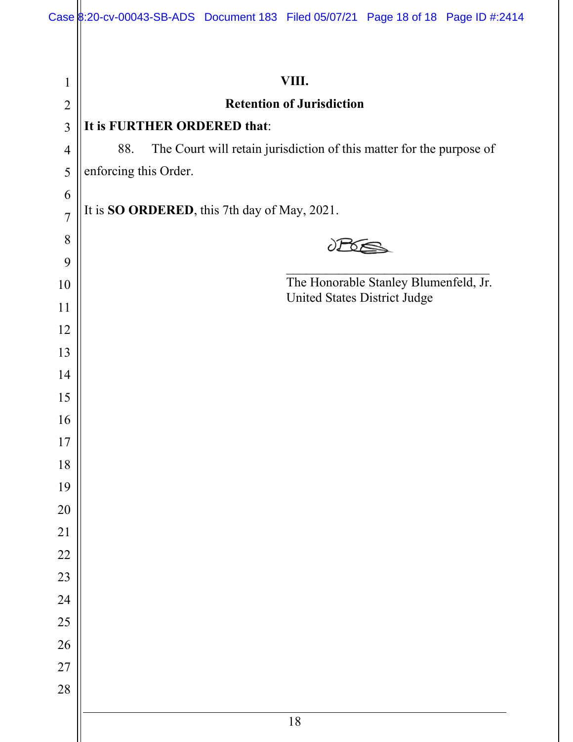## VIII.

## Retention of Jurisdiction

**It is FURTHER ORDERED that**:

88. The Court will retain jurisdiction of this matter for the purpose of enforcing this Order.

It is **SO ORDERED**, this 7th day of May, 2021.

\_\_\_\_\_\_\_\_\_\_\_\_\_\_\_\_\_\_\_\_\_\_\_\_\_\_\_\_\_\_\_\_\_
The Honorable Stanley Blumenfeld, Jr.
United States District Judge